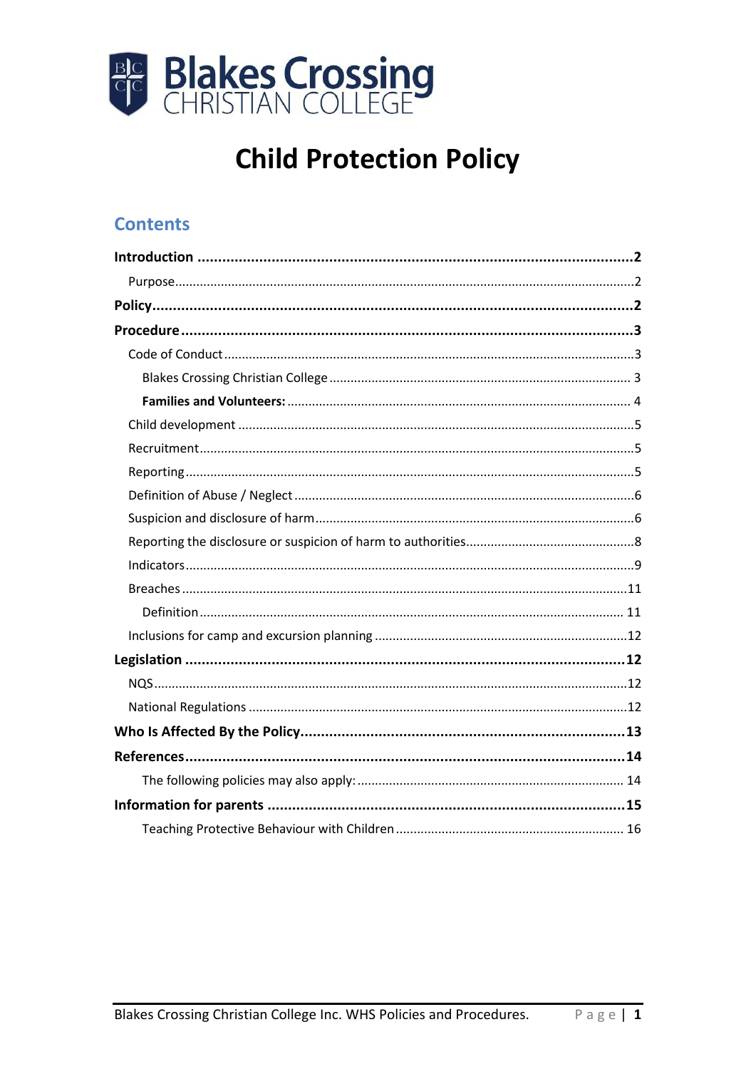Blakes Crossing
CHRISTIAN COLLEGE

# Child Protection Policy

## Contents

**Introduction** ........ 2
- Purpose ........ 2

**Policy** ........ 2

**Procedure** ........ 3
- Code of Conduct ........ 3
  - Blakes Crossing Christian College ........ 3
  - **Families and Volunteers:** ........ 4
- Child development ........ 5
- Recruitment ........ 5
- Reporting ........ 5
- Definition of Abuse / Neglect ........ 6
- Suspicion and disclosure of harm ........ 6
- Reporting the disclosure or suspicion of harm to authorities ........ 8
- Indicators ........ 9
- Breaches ........ 11
  - Definition ........ 11
- Inclusions for camp and excursion planning ........ 12

**Legislation** ........ 12
- NQS ........ 12
- National Regulations ........ 12

**Who Is Affected By the Policy** ........ 13

**References** ........ 14
- The following policies may also apply: ........ 14

**Information for parents** ........ 15
- Teaching Protective Behaviour with Children ........ 16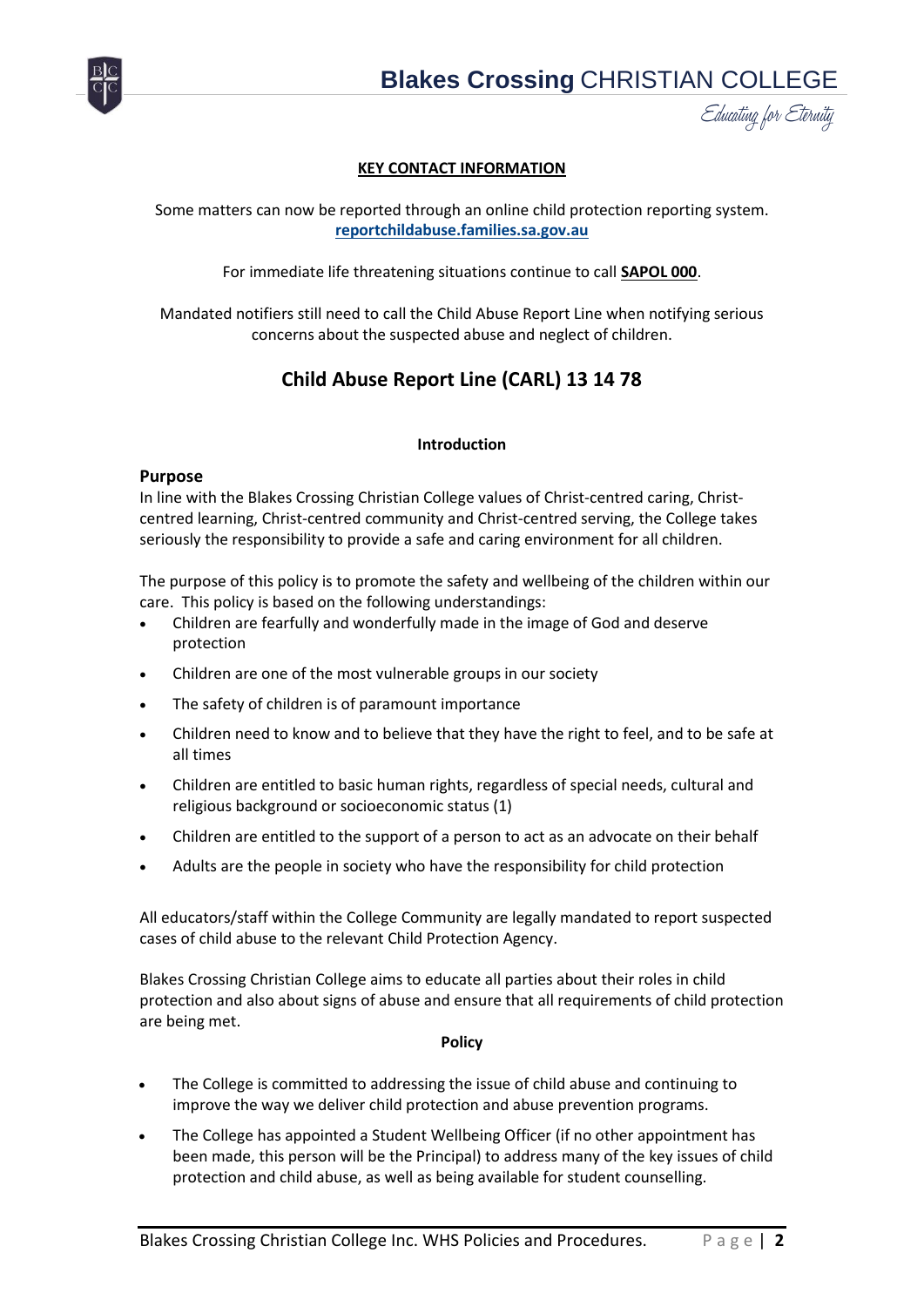**KEY CONTACT INFORMATION**

Some matters can now be reported through an online child protection reporting system. **reportchildabuse.families.sa.gov.au**

For immediate life threatening situations continue to call **SAPOL 000**.

Mandated notifiers still need to call the Child Abuse Report Line when notifying serious concerns about the suspected abuse and neglect of children.

## Child Abuse Report Line (CARL) 13 14 78

**Introduction**

### Purpose

In line with the Blakes Crossing Christian College values of Christ-centred caring, Christ-centred learning, Christ-centred community and Christ-centred serving, the College takes seriously the responsibility to provide a safe and caring environment for all children.

The purpose of this policy is to promote the safety and wellbeing of the children within our care. This policy is based on the following understandings:

- Children are fearfully and wonderfully made in the image of God and deserve protection
- Children are one of the most vulnerable groups in our society
- The safety of children is of paramount importance
- Children need to know and to believe that they have the right to feel, and to be safe at all times
- Children are entitled to basic human rights, regardless of special needs, cultural and religious background or socioeconomic status (1)
- Children are entitled to the support of a person to act as an advocate on their behalf
- Adults are the people in society who have the responsibility for child protection

All educators/staff within the College Community are legally mandated to report suspected cases of child abuse to the relevant Child Protection Agency.

Blakes Crossing Christian College aims to educate all parties about their roles in child protection and also about signs of abuse and ensure that all requirements of child protection are being met.

**Policy**

- The College is committed to addressing the issue of child abuse and continuing to improve the way we deliver child protection and abuse prevention programs.
- The College has appointed a Student Wellbeing Officer (if no other appointment has been made, this person will be the Principal) to address many of the key issues of child protection and child abuse, as well as being available for student counselling.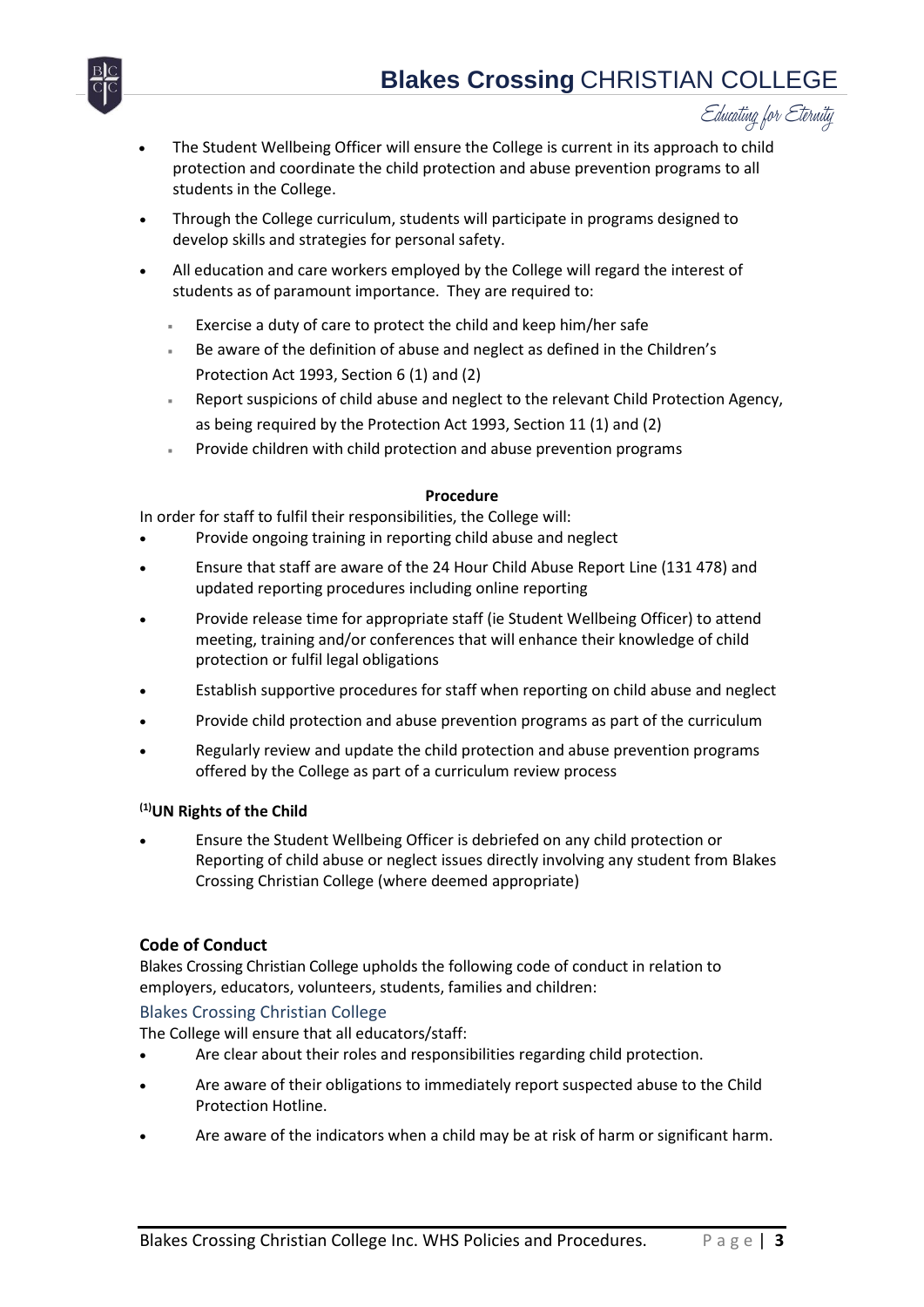- The Student Wellbeing Officer will ensure the College is current in its approach to child protection and coordinate the child protection and abuse prevention programs to all students in the College.
- Through the College curriculum, students will participate in programs designed to develop skills and strategies for personal safety.
- All education and care workers employed by the College will regard the interest of students as of paramount importance. They are required to:
  - Exercise a duty of care to protect the child and keep him/her safe
  - Be aware of the definition of abuse and neglect as defined in the Children's Protection Act 1993, Section 6 (1) and (2)
  - Report suspicions of child abuse and neglect to the relevant Child Protection Agency, as being required by the Protection Act 1993, Section 11 (1) and (2)
  - Provide children with child protection and abuse prevention programs

**Procedure**

In order for staff to fulfil their responsibilities, the College will:

- Provide ongoing training in reporting child abuse and neglect
- Ensure that staff are aware of the 24 Hour Child Abuse Report Line (131 478) and updated reporting procedures including online reporting
- Provide release time for appropriate staff (ie Student Wellbeing Officer) to attend meeting, training and/or conferences that will enhance their knowledge of child protection or fulfil legal obligations
- Establish supportive procedures for staff when reporting on child abuse and neglect
- Provide child protection and abuse prevention programs as part of the curriculum
- Regularly review and update the child protection and abuse prevention programs offered by the College as part of a curriculum review process

**[1]UN Rights of the Child**

- Ensure the Student Wellbeing Officer is debriefed on any child protection or Reporting of child abuse or neglect issues directly involving any student from Blakes Crossing Christian College (where deemed appropriate)

### Code of Conduct

Blakes Crossing Christian College upholds the following code of conduct in relation to employers, educators, volunteers, students, families and children:

#### Blakes Crossing Christian College

The College will ensure that all educators/staff:

- Are clear about their roles and responsibilities regarding child protection.
- Are aware of their obligations to immediately report suspected abuse to the Child Protection Hotline.
- Are aware of the indicators when a child may be at risk of harm or significant harm.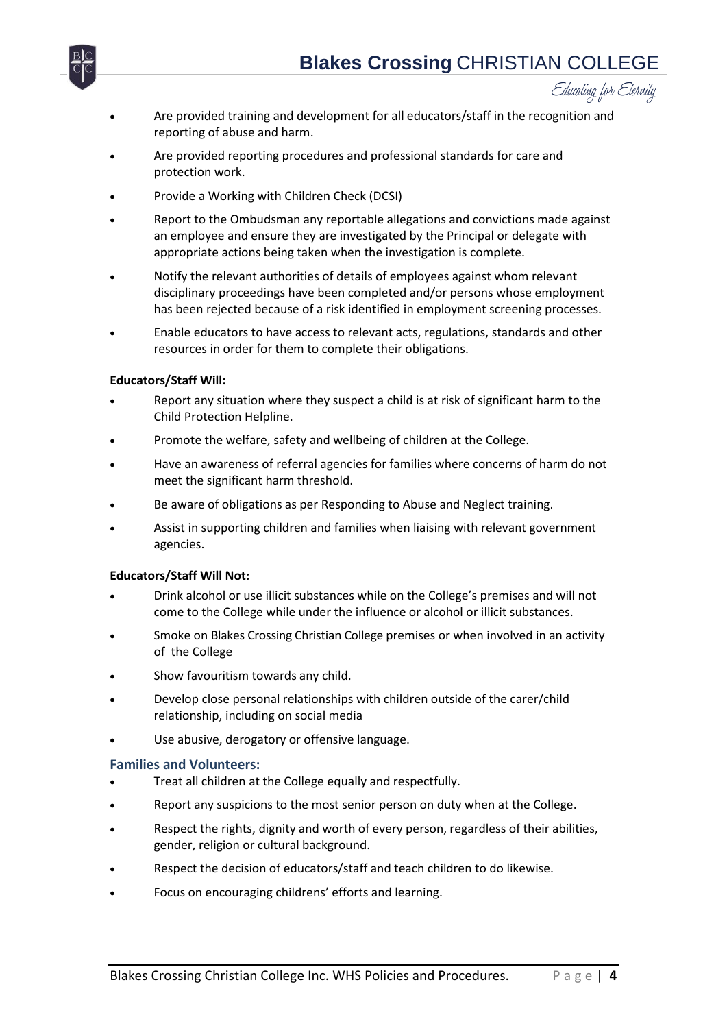- Are provided training and development for all educators/staff in the recognition and reporting of abuse and harm.
- Are provided reporting procedures and professional standards for care and protection work.
- Provide a Working with Children Check (DCSI)
- Report to the Ombudsman any reportable allegations and convictions made against an employee and ensure they are investigated by the Principal or delegate with appropriate actions being taken when the investigation is complete.
- Notify the relevant authorities of details of employees against whom relevant disciplinary proceedings have been completed and/or persons whose employment has been rejected because of a risk identified in employment screening processes.
- Enable educators to have access to relevant acts, regulations, standards and other resources in order for them to complete their obligations.

**Educators/Staff Will:**

- Report any situation where they suspect a child is at risk of significant harm to the Child Protection Helpline.
- Promote the welfare, safety and wellbeing of children at the College.
- Have an awareness of referral agencies for families where concerns of harm do not meet the significant harm threshold.
- Be aware of obligations as per Responding to Abuse and Neglect training.
- Assist in supporting children and families when liaising with relevant government agencies.

**Educators/Staff Will Not:**

- Drink alcohol or use illicit substances while on the College's premises and will not come to the College while under the influence or alcohol or illicit substances.
- Smoke on Blakes Crossing Christian College premises or when involved in an activity of the College
- Show favouritism towards any child.
- Develop close personal relationships with children outside of the carer/child relationship, including on social media
- Use abusive, derogatory or offensive language.

### Families and Volunteers:

- Treat all children at the College equally and respectfully.
- Report any suspicions to the most senior person on duty when at the College.
- Respect the rights, dignity and worth of every person, regardless of their abilities, gender, religion or cultural background.
- Respect the decision of educators/staff and teach children to do likewise.
- Focus on encouraging childrens' efforts and learning.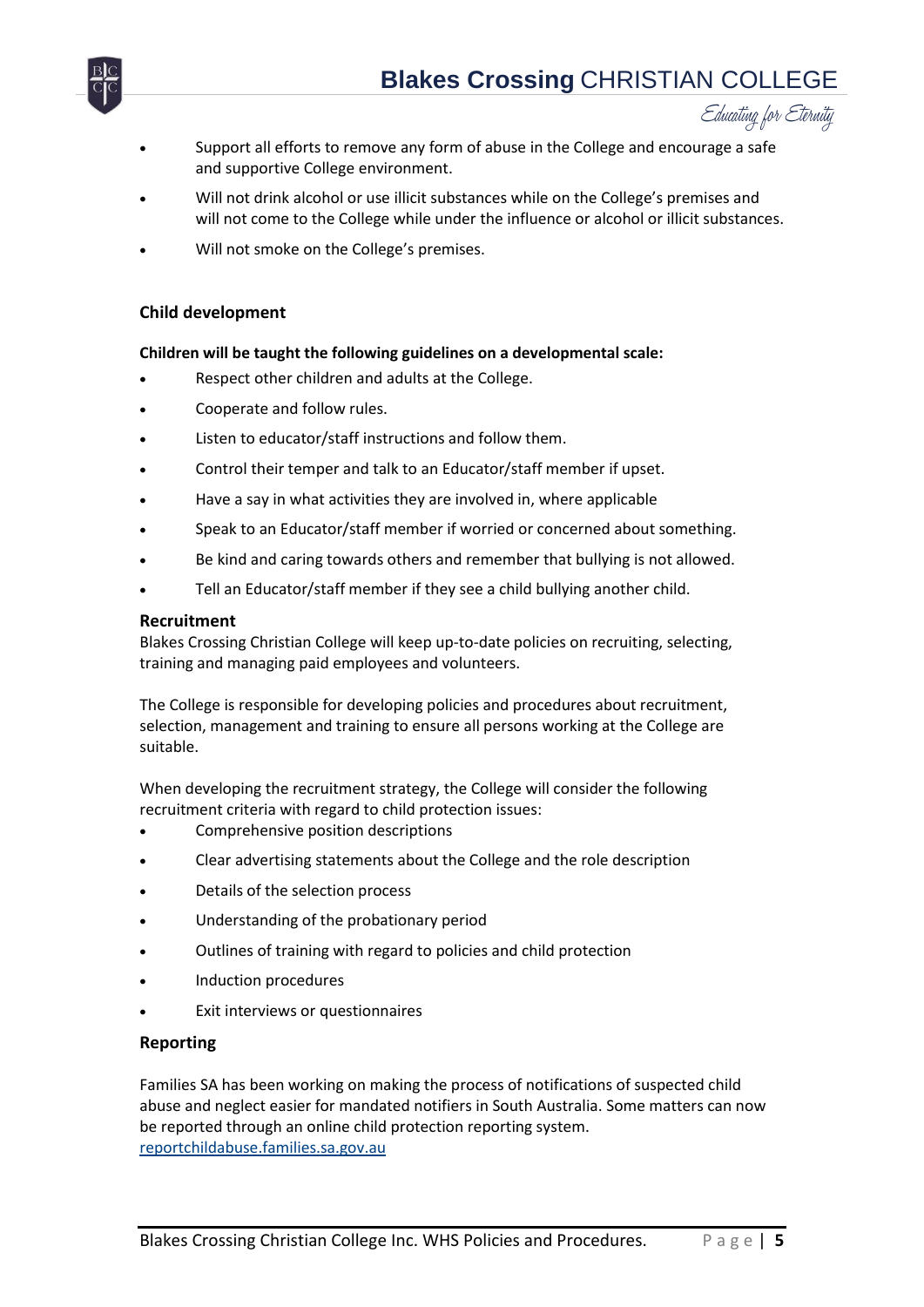- Support all efforts to remove any form of abuse in the College and encourage a safe and supportive College environment.
- Will not drink alcohol or use illicit substances while on the College's premises and will not come to the College while under the influence or alcohol or illicit substances.
- Will not smoke on the College's premises.

### Child development

**Children will be taught the following guidelines on a developmental scale:**

- Respect other children and adults at the College.
- Cooperate and follow rules.
- Listen to educator/staff instructions and follow them.
- Control their temper and talk to an Educator/staff member if upset.
- Have a say in what activities they are involved in, where applicable
- Speak to an Educator/staff member if worried or concerned about something.
- Be kind and caring towards others and remember that bullying is not allowed.
- Tell an Educator/staff member if they see a child bullying another child.

### Recruitment

Blakes Crossing Christian College will keep up-to-date policies on recruiting, selecting, training and managing paid employees and volunteers.

The College is responsible for developing policies and procedures about recruitment, selection, management and training to ensure all persons working at the College are suitable.

When developing the recruitment strategy, the College will consider the following recruitment criteria with regard to child protection issues:

- Comprehensive position descriptions
- Clear advertising statements about the College and the role description
- Details of the selection process
- Understanding of the probationary period
- Outlines of training with regard to policies and child protection
- Induction procedures
- Exit interviews or questionnaires

### Reporting

Families SA has been working on making the process of notifications of suspected child abuse and neglect easier for mandated notifiers in South Australia. Some matters can now be reported through an online child protection reporting system.
[reportchildabuse.families.sa.gov.au](reportchildabuse.families.sa.gov.au)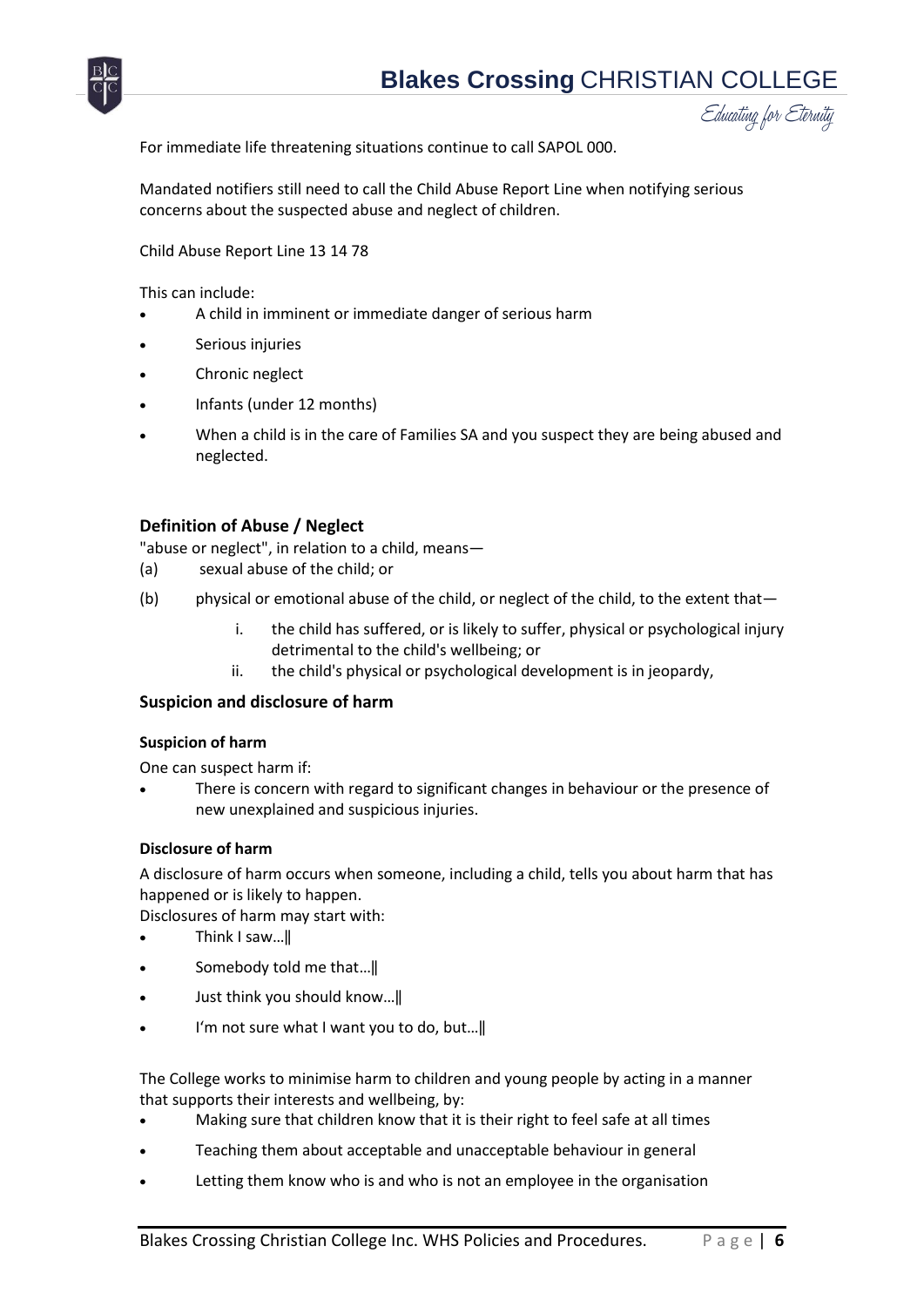For immediate life threatening situations continue to call SAPOL 000.

Mandated notifiers still need to call the Child Abuse Report Line when notifying serious concerns about the suspected abuse and neglect of children.

Child Abuse Report Line 13 14 78

This can include:

- A child in imminent or immediate danger of serious harm
- Serious injuries
- Chronic neglect
- Infants (under 12 months)
- When a child is in the care of Families SA and you suspect they are being abused and neglected.

### Definition of Abuse / Neglect

"abuse or neglect", in relation to a child, means—

(a) sexual abuse of the child; or

(b) physical or emotional abuse of the child, or neglect of the child, to the extent that—

  i. the child has suffered, or is likely to suffer, physical or psychological injury detrimental to the child's wellbeing; or
  ii. the child's physical or psychological development is in jeopardy,

### Suspicion and disclosure of harm

#### Suspicion of harm

One can suspect harm if:

- There is concern with regard to significant changes in behaviour or the presence of new unexplained and suspicious injuries.

#### Disclosure of harm

A disclosure of harm occurs when someone, including a child, tells you about harm that has happened or is likely to happen.
Disclosures of harm may start with:

- Think I saw…‖
- Somebody told me that…‖
- Just think you should know…‖
- I'm not sure what I want you to do, but…‖

The College works to minimise harm to children and young people by acting in a manner that supports their interests and wellbeing, by:

- Making sure that children know that it is their right to feel safe at all times
- Teaching them about acceptable and unacceptable behaviour in general
- Letting them know who is and who is not an employee in the organisation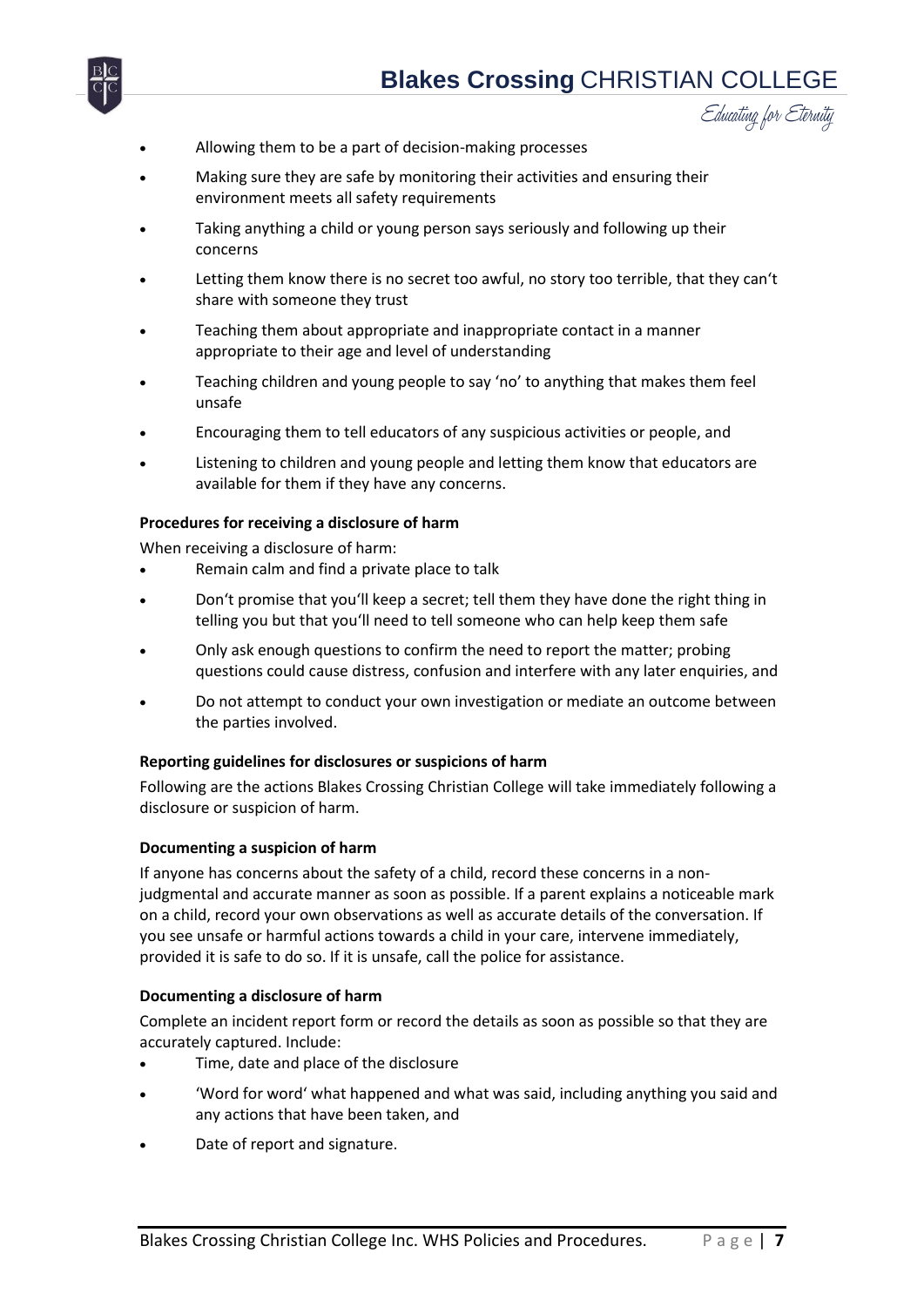- Allowing them to be a part of decision-making processes
- Making sure they are safe by monitoring their activities and ensuring their environment meets all safety requirements
- Taking anything a child or young person says seriously and following up their concerns
- Letting them know there is no secret too awful, no story too terrible, that they can't share with someone they trust
- Teaching them about appropriate and inappropriate contact in a manner appropriate to their age and level of understanding
- Teaching children and young people to say 'no' to anything that makes them feel unsafe
- Encouraging them to tell educators of any suspicious activities or people, and
- Listening to children and young people and letting them know that educators are available for them if they have any concerns.

**Procedures for receiving a disclosure of harm**

When receiving a disclosure of harm:

- Remain calm and find a private place to talk
- Don't promise that you'll keep a secret; tell them they have done the right thing in telling you but that you'll need to tell someone who can help keep them safe
- Only ask enough questions to confirm the need to report the matter; probing questions could cause distress, confusion and interfere with any later enquiries, and
- Do not attempt to conduct your own investigation or mediate an outcome between the parties involved.

**Reporting guidelines for disclosures or suspicions of harm**

Following are the actions Blakes Crossing Christian College will take immediately following a disclosure or suspicion of harm.

**Documenting a suspicion of harm**

If anyone has concerns about the safety of a child, record these concerns in a non-judgmental and accurate manner as soon as possible. If a parent explains a noticeable mark on a child, record your own observations as well as accurate details of the conversation. If you see unsafe or harmful actions towards a child in your care, intervene immediately, provided it is safe to do so. If it is unsafe, call the police for assistance.

**Documenting a disclosure of harm**

Complete an incident report form or record the details as soon as possible so that they are accurately captured. Include:

- Time, date and place of the disclosure
- 'Word for word' what happened and what was said, including anything you said and any actions that have been taken, and
- Date of report and signature.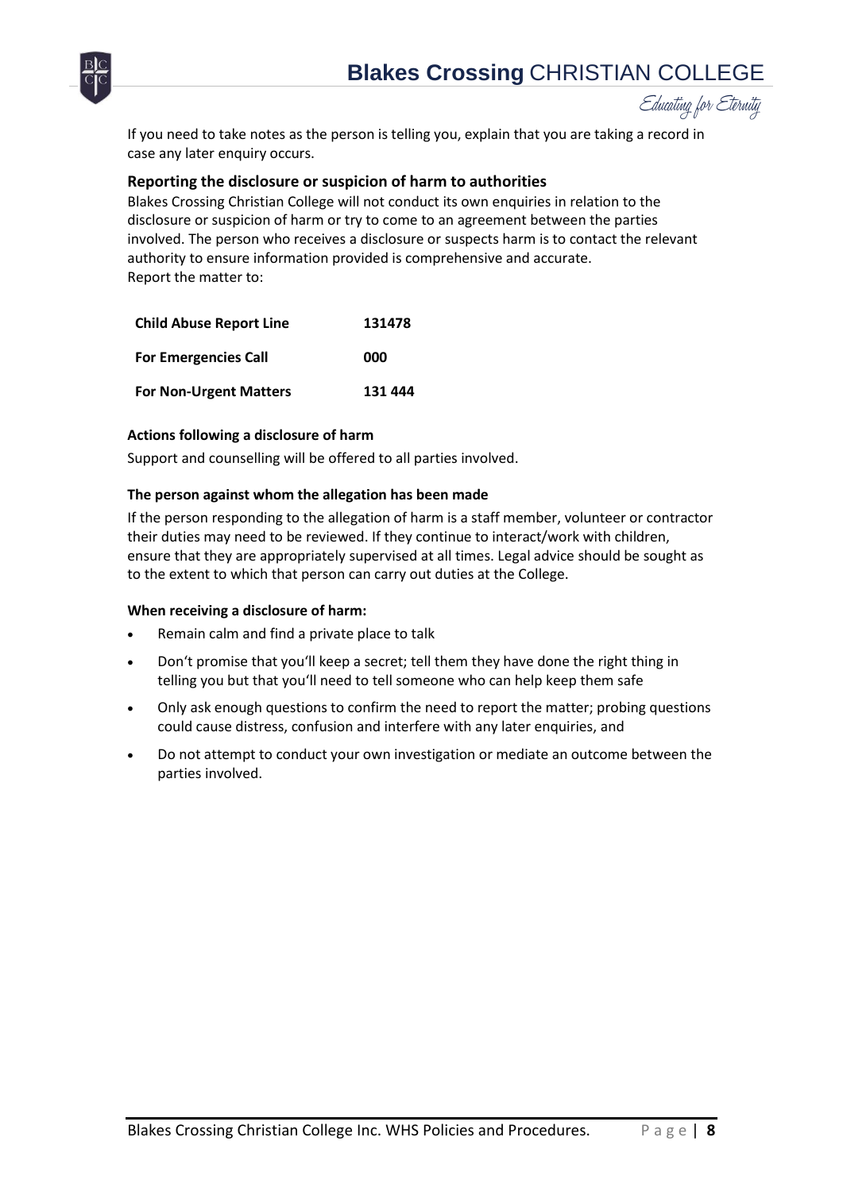If you need to take notes as the person is telling you, explain that you are taking a record in case any later enquiry occurs.

### Reporting the disclosure or suspicion of harm to authorities

Blakes Crossing Christian College will not conduct its own enquiries in relation to the disclosure or suspicion of harm or try to come to an agreement between the parties involved. The person who receives a disclosure or suspects harm is to contact the relevant authority to ensure information provided is comprehensive and accurate.
Report the matter to:

| | |
|---|---|
| **Child Abuse Report Line** | **131478** |
| **For Emergencies Call** | **000** |
| **For Non-Urgent Matters** | **131 444** |

#### Actions following a disclosure of harm

Support and counselling will be offered to all parties involved.

#### The person against whom the allegation has been made

If the person responding to the allegation of harm is a staff member, volunteer or contractor their duties may need to be reviewed. If they continue to interact/work with children, ensure that they are appropriately supervised at all times. Legal advice should be sought as to the extent to which that person can carry out duties at the College.

#### When receiving a disclosure of harm:

- Remain calm and find a private place to talk
- Don't promise that you'll keep a secret; tell them they have done the right thing in telling you but that you'll need to tell someone who can help keep them safe
- Only ask enough questions to confirm the need to report the matter; probing questions could cause distress, confusion and interfere with any later enquiries, and
- Do not attempt to conduct your own investigation or mediate an outcome between the parties involved.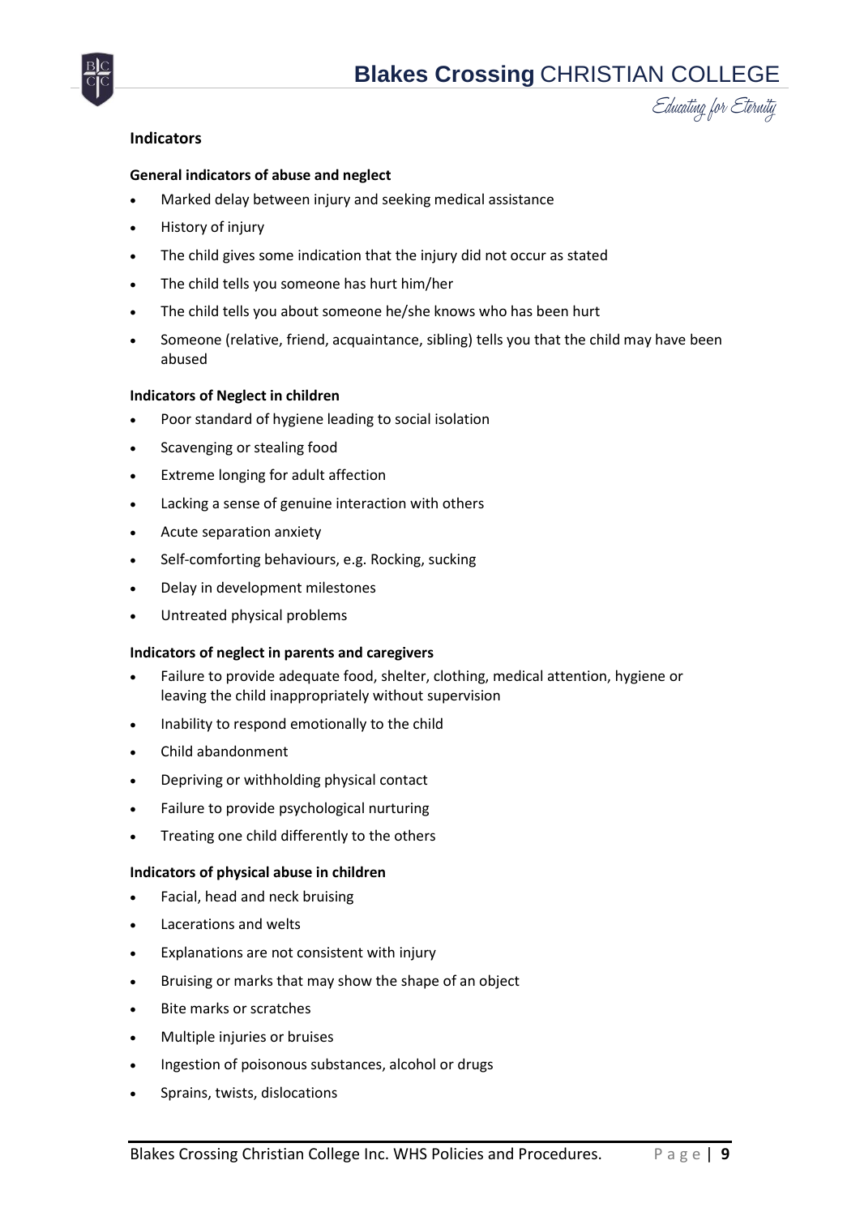## Indicators

### General indicators of abuse and neglect

- Marked delay between injury and seeking medical assistance
- History of injury
- The child gives some indication that the injury did not occur as stated
- The child tells you someone has hurt him/her
- The child tells you about someone he/she knows who has been hurt
- Someone (relative, friend, acquaintance, sibling) tells you that the child may have been abused

### Indicators of Neglect in children

- Poor standard of hygiene leading to social isolation
- Scavenging or stealing food
- Extreme longing for adult affection
- Lacking a sense of genuine interaction with others
- Acute separation anxiety
- Self-comforting behaviours, e.g. Rocking, sucking
- Delay in development milestones
- Untreated physical problems

### Indicators of neglect in parents and caregivers

- Failure to provide adequate food, shelter, clothing, medical attention, hygiene or leaving the child inappropriately without supervision
- Inability to respond emotionally to the child
- Child abandonment
- Depriving or withholding physical contact
- Failure to provide psychological nurturing
- Treating one child differently to the others

### Indicators of physical abuse in children

- Facial, head and neck bruising
- Lacerations and welts
- Explanations are not consistent with injury
- Bruising or marks that may show the shape of an object
- Bite marks or scratches
- Multiple injuries or bruises
- Ingestion of poisonous substances, alcohol or drugs
- Sprains, twists, dislocations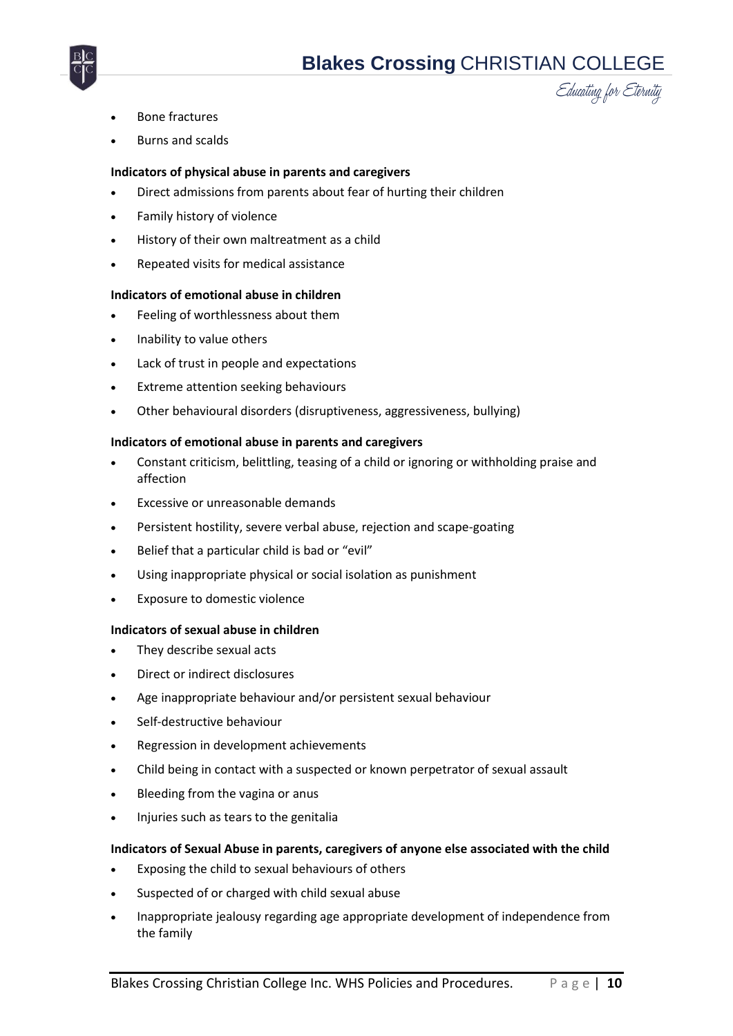- Bone fractures
- Burns and scalds

**Indicators of physical abuse in parents and caregivers**

- Direct admissions from parents about fear of hurting their children
- Family history of violence
- History of their own maltreatment as a child
- Repeated visits for medical assistance

**Indicators of emotional abuse in children**

- Feeling of worthlessness about them
- Inability to value others
- Lack of trust in people and expectations
- Extreme attention seeking behaviours
- Other behavioural disorders (disruptiveness, aggressiveness, bullying)

**Indicators of emotional abuse in parents and caregivers**

- Constant criticism, belittling, teasing of a child or ignoring or withholding praise and affection
- Excessive or unreasonable demands
- Persistent hostility, severe verbal abuse, rejection and scape-goating
- Belief that a particular child is bad or "evil"
- Using inappropriate physical or social isolation as punishment
- Exposure to domestic violence

**Indicators of sexual abuse in children**

- They describe sexual acts
- Direct or indirect disclosures
- Age inappropriate behaviour and/or persistent sexual behaviour
- Self-destructive behaviour
- Regression in development achievements
- Child being in contact with a suspected or known perpetrator of sexual assault
- Bleeding from the vagina or anus
- Injuries such as tears to the genitalia

**Indicators of Sexual Abuse in parents, caregivers of anyone else associated with the child**

- Exposing the child to sexual behaviours of others
- Suspected of or charged with child sexual abuse
- Inappropriate jealousy regarding age appropriate development of independence from the family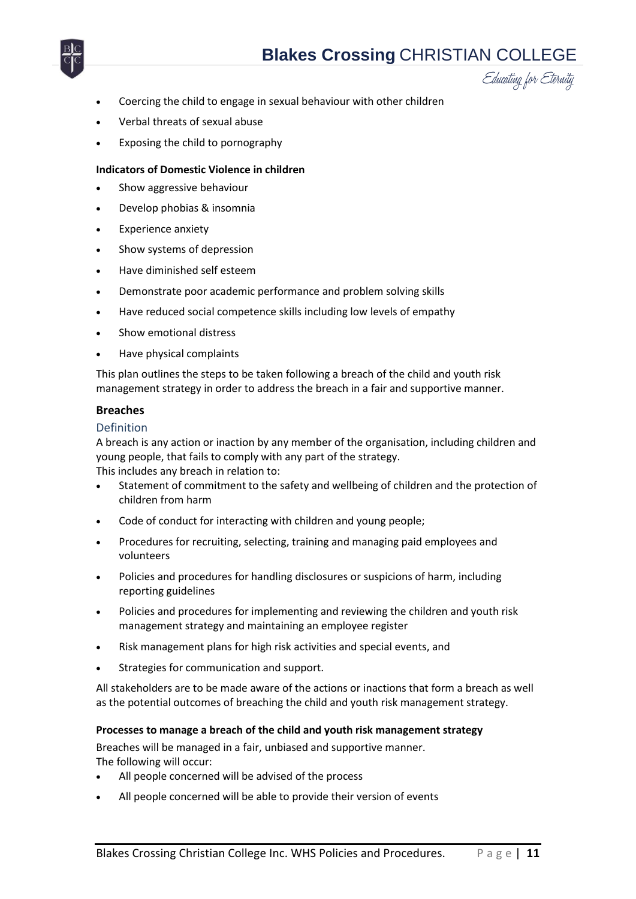- Coercing the child to engage in sexual behaviour with other children
- Verbal threats of sexual abuse
- Exposing the child to pornography

**Indicators of Domestic Violence in children**

- Show aggressive behaviour
- Develop phobias & insomnia
- Experience anxiety
- Show systems of depression
- Have diminished self esteem
- Demonstrate poor academic performance and problem solving skills
- Have reduced social competence skills including low levels of empathy
- Show emotional distress
- Have physical complaints

This plan outlines the steps to be taken following a breach of the child and youth risk management strategy in order to address the breach in a fair and supportive manner.

## Breaches

### Definition

A breach is any action or inaction by any member of the organisation, including children and young people, that fails to comply with any part of the strategy.
This includes any breach in relation to:

- Statement of commitment to the safety and wellbeing of children and the protection of children from harm
- Code of conduct for interacting with children and young people;
- Procedures for recruiting, selecting, training and managing paid employees and volunteers
- Policies and procedures for handling disclosures or suspicions of harm, including reporting guidelines
- Policies and procedures for implementing and reviewing the children and youth risk management strategy and maintaining an employee register
- Risk management plans for high risk activities and special events, and
- Strategies for communication and support.

All stakeholders are to be made aware of the actions or inactions that form a breach as well as the potential outcomes of breaching the child and youth risk management strategy.

**Processes to manage a breach of the child and youth risk management strategy**

Breaches will be managed in a fair, unbiased and supportive manner.
The following will occur:

- All people concerned will be advised of the process
- All people concerned will be able to provide their version of events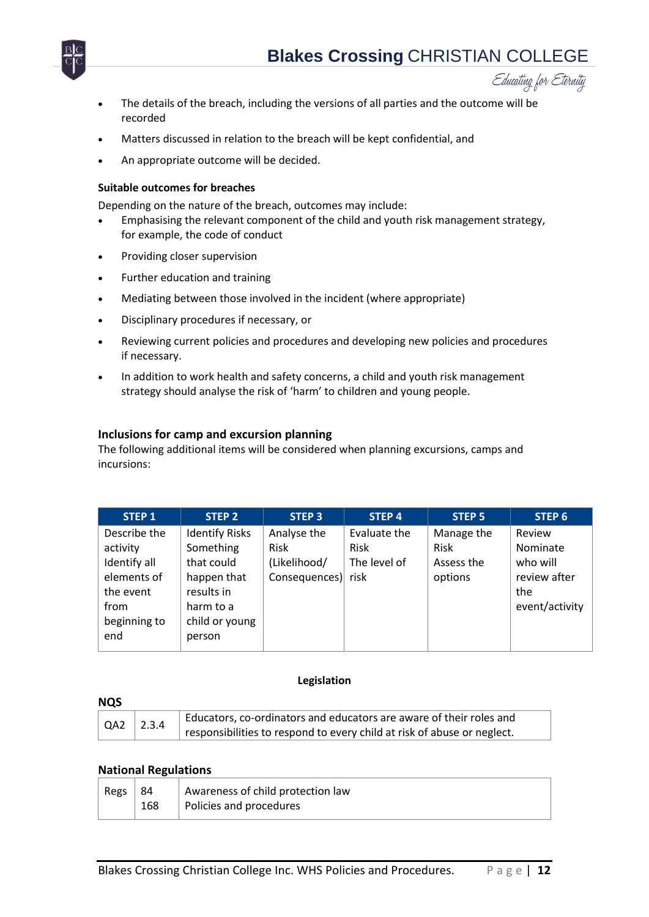- The details of the breach, including the versions of all parties and the outcome will be recorded
- Matters discussed in relation to the breach will be kept confidential, and
- An appropriate outcome will be decided.

**Suitable outcomes for breaches**

Depending on the nature of the breach, outcomes may include:

- Emphasising the relevant component of the child and youth risk management strategy, for example, the code of conduct
- Providing closer supervision
- Further education and training
- Mediating between those involved in the incident (where appropriate)
- Disciplinary procedures if necessary, or
- Reviewing current policies and procedures and developing new policies and procedures if necessary.
- In addition to work health and safety concerns, a child and youth risk management strategy should analyse the risk of 'harm' to children and young people.

### Inclusions for camp and excursion planning

The following additional items will be considered when planning excursions, camps and incursions:

| STEP 1 | STEP 2 | STEP 3 | STEP 4 | STEP 5 | STEP 6 |
|---|---|---|---|---|---|
| Describe the activity<br>Identify all elements of the event from beginning to end | Identify Risks<br>Something that could happen that results in harm to a child or young person | Analyse the Risk (Likelihood/ Consequences) | Evaluate the Risk<br>The level of risk | Manage the Risk<br>Assess the options | Review<br>Nominate who will review after the event/activity |

**Legislation**

**NQS**

| | | |
|---|---|---|
| QA2 | 2.3.4 | Educators, co-ordinators and educators are aware of their roles and responsibilities to respond to every child at risk of abuse or neglect. |

**National Regulations**

| | | |
|---|---|---|
| Regs | 84<br>168 | Awareness of child protection law<br>Policies and procedures |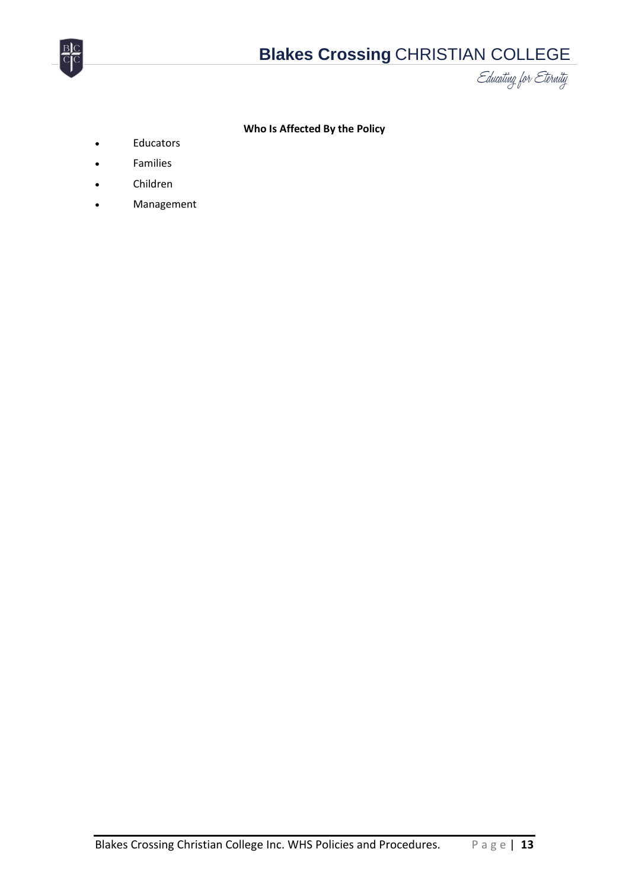**Who Is Affected By the Policy**

- Educators
- Families
- Children
- Management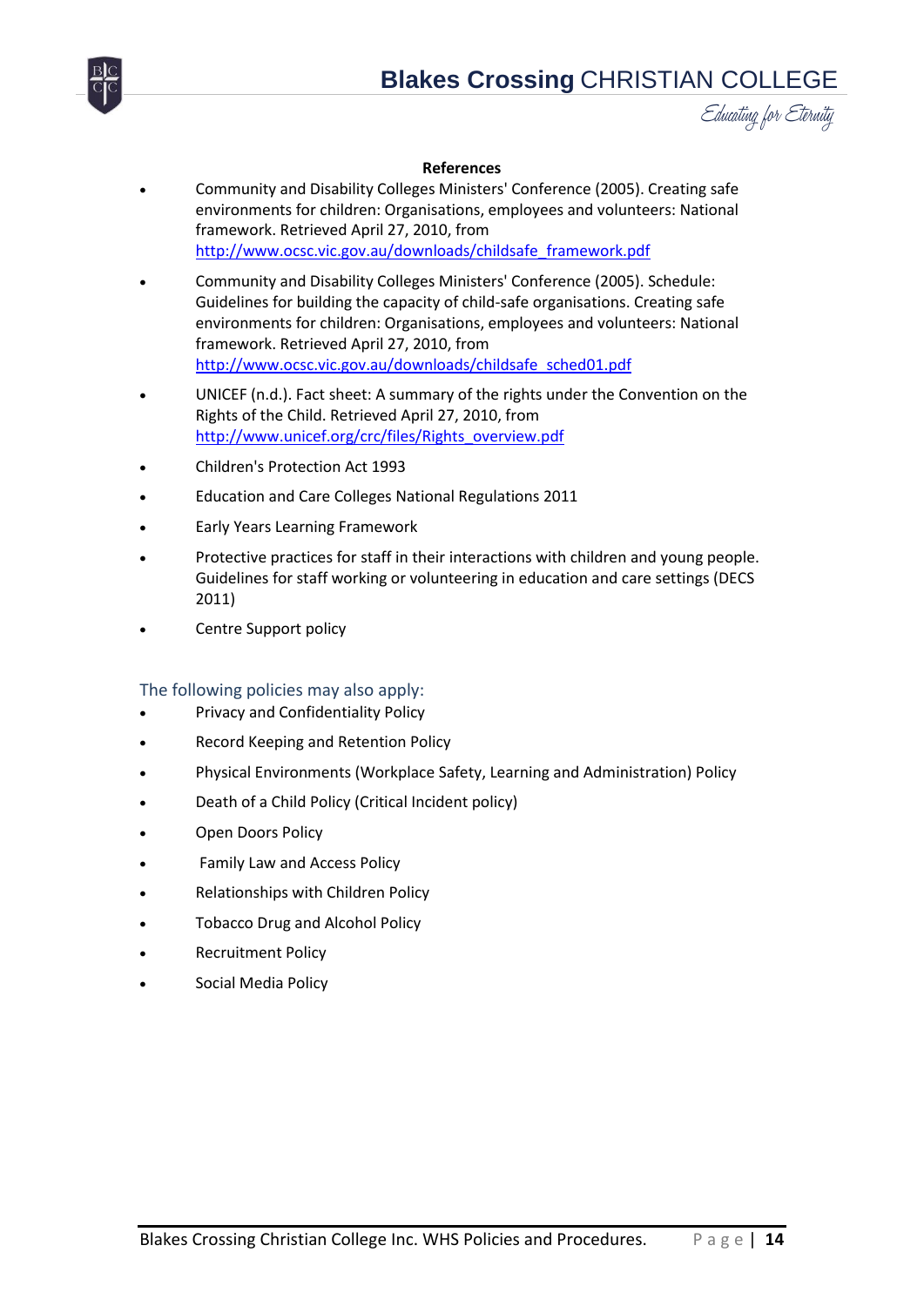**References**

- Community and Disability Colleges Ministers' Conference (2005). Creating safe environments for children: Organisations, employees and volunteers: National framework. Retrieved April 27, 2010, from http://www.ocsc.vic.gov.au/downloads/childsafe_framework.pdf
- Community and Disability Colleges Ministers' Conference (2005). Schedule: Guidelines for building the capacity of child-safe organisations. Creating safe environments for children: Organisations, employees and volunteers: National framework. Retrieved April 27, 2010, from http://www.ocsc.vic.gov.au/downloads/childsafe_sched01.pdf
- UNICEF (n.d.). Fact sheet: A summary of the rights under the Convention on the Rights of the Child. Retrieved April 27, 2010, from http://www.unicef.org/crc/files/Rights_overview.pdf
- Children's Protection Act 1993
- Education and Care Colleges National Regulations 2011
- Early Years Learning Framework
- Protective practices for staff in their interactions with children and young people. Guidelines for staff working or volunteering in education and care settings (DECS 2011)
- Centre Support policy

## The following policies may also apply:

- Privacy and Confidentiality Policy
- Record Keeping and Retention Policy
- Physical Environments (Workplace Safety, Learning and Administration) Policy
- Death of a Child Policy (Critical Incident policy)
- Open Doors Policy
- Family Law and Access Policy
- Relationships with Children Policy
- Tobacco Drug and Alcohol Policy
- Recruitment Policy
- Social Media Policy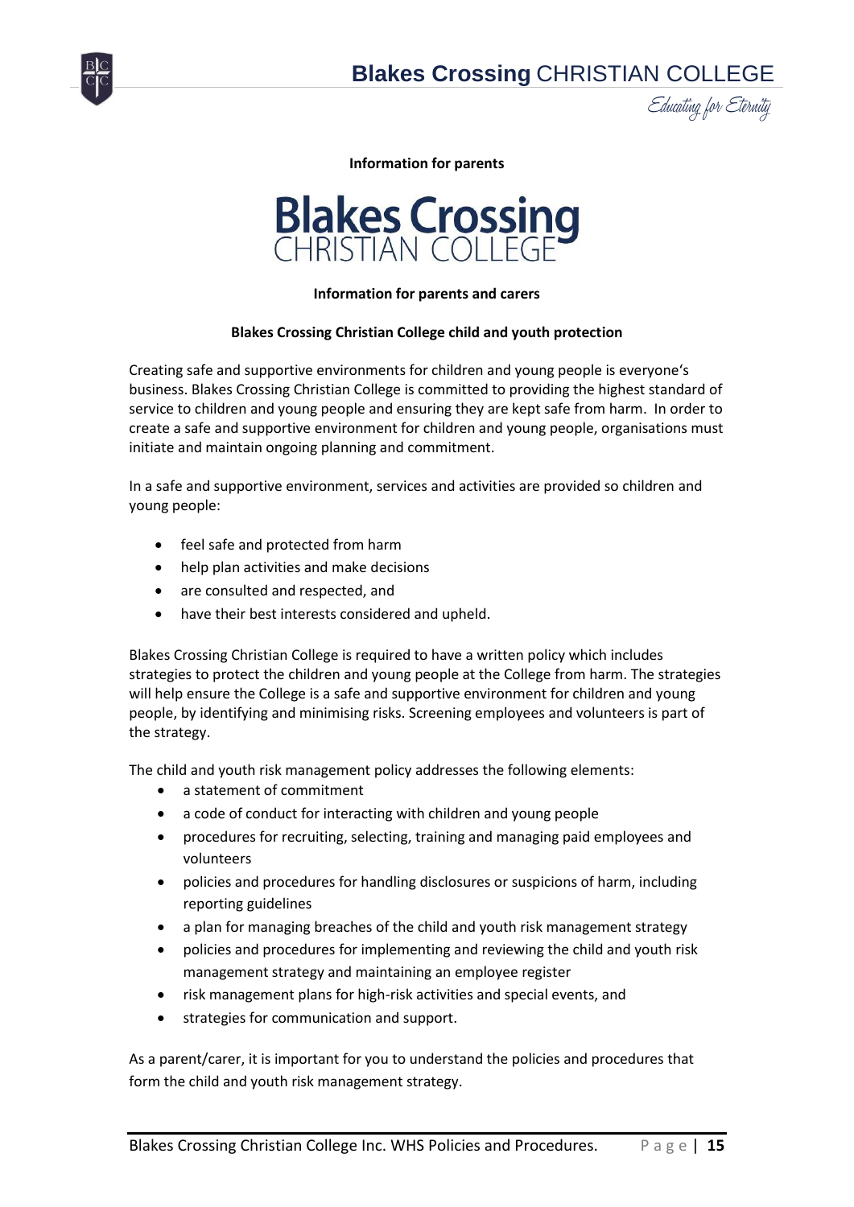**Information for parents**

**Blakes Crossing**
CHRISTIAN COLLEGE

**Information for parents and carers**

**Blakes Crossing Christian College child and youth protection**

Creating safe and supportive environments for children and young people is everyone's business. Blakes Crossing Christian College is committed to providing the highest standard of service to children and young people and ensuring they are kept safe from harm. In order to create a safe and supportive environment for children and young people, organisations must initiate and maintain ongoing planning and commitment.

In a safe and supportive environment, services and activities are provided so children and young people:

- feel safe and protected from harm
- help plan activities and make decisions
- are consulted and respected, and
- have their best interests considered and upheld.

Blakes Crossing Christian College is required to have a written policy which includes strategies to protect the children and young people at the College from harm. The strategies will help ensure the College is a safe and supportive environment for children and young people, by identifying and minimising risks. Screening employees and volunteers is part of the strategy.

The child and youth risk management policy addresses the following elements:

- a statement of commitment
- a code of conduct for interacting with children and young people
- procedures for recruiting, selecting, training and managing paid employees and volunteers
- policies and procedures for handling disclosures or suspicions of harm, including reporting guidelines
- a plan for managing breaches of the child and youth risk management strategy
- policies and procedures for implementing and reviewing the child and youth risk management strategy and maintaining an employee register
- risk management plans for high-risk activities and special events, and
- strategies for communication and support.

As a parent/carer, it is important for you to understand the policies and procedures that form the child and youth risk management strategy.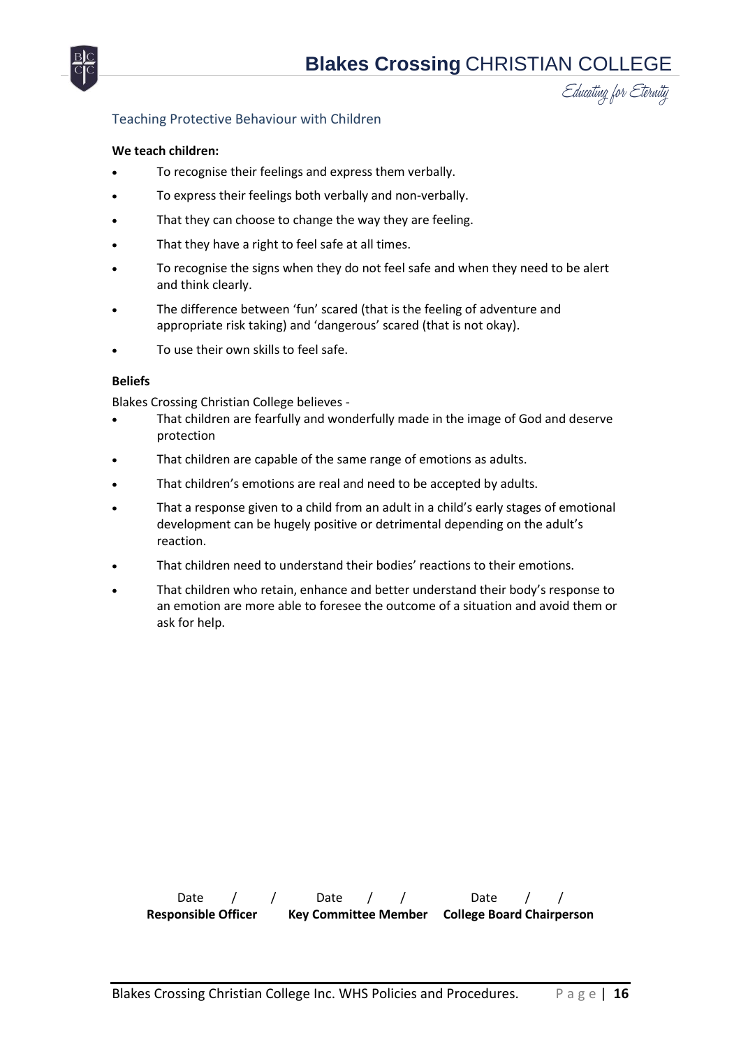## Teaching Protective Behaviour with Children

**We teach children:**

- To recognise their feelings and express them verbally.
- To express their feelings both verbally and non-verbally.
- That they can choose to change the way they are feeling.
- That they have a right to feel safe at all times.
- To recognise the signs when they do not feel safe and when they need to be alert and think clearly.
- The difference between 'fun' scared (that is the feeling of adventure and appropriate risk taking) and 'dangerous' scared (that is not okay).
- To use their own skills to feel safe.

**Beliefs**

Blakes Crossing Christian College believes -

- That children are fearfully and wonderfully made in the image of God and deserve protection
- That children are capable of the same range of emotions as adults.
- That children's emotions are real and need to be accepted by adults.
- That a response given to a child from an adult in a child's early stages of emotional development can be hugely positive or detrimental depending on the adult's reaction.
- That children need to understand their bodies' reactions to their emotions.
- That children who retain, enhance and better understand their body's response to an emotion are more able to foresee the outcome of a situation and avoid them or ask for help.

| | | |
|---|---|---|
| Date / / | Date / / | Date / / |
| **Responsible Officer** | **Key Committee Member** | **College Board Chairperson** |